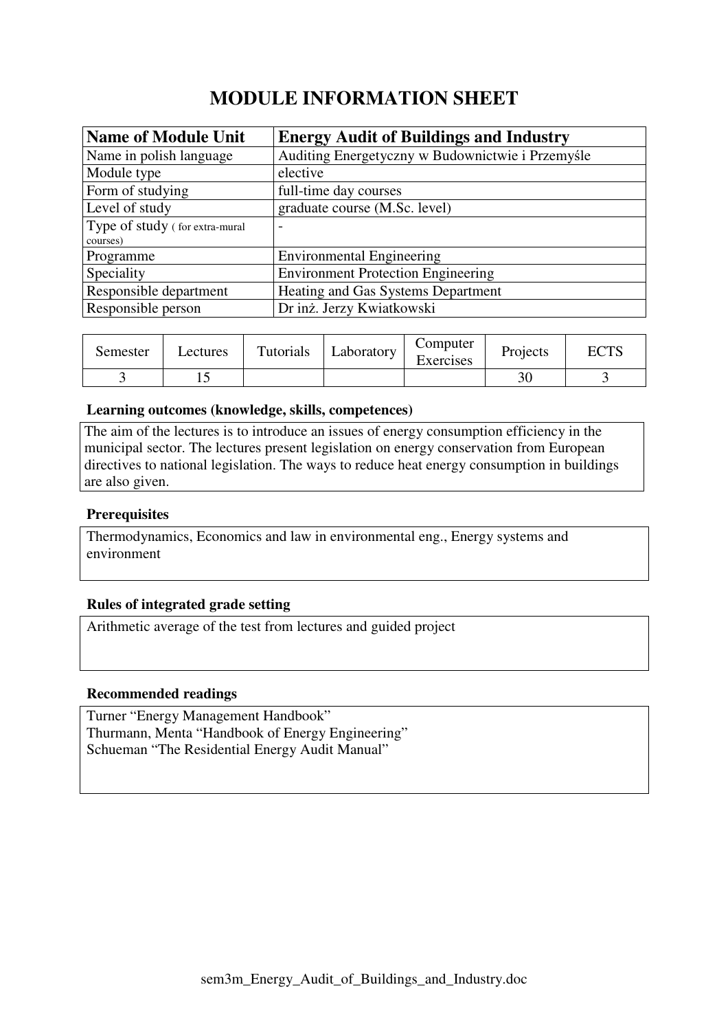# MODULE INFORMATION SHEET

| **Name of Module Unit** | **Energy Audit of Buildings and Industry** |
|---|---|
| Name in polish language | Auditing Energetyczny w Budownictwie i Przemyśle |
| Module type | elective |
| Form of studying | full-time day courses |
| Level of study | graduate course (M.Sc. level) |
| Type of study ( for extra-mural courses) | - |
| Programme | Environmental Engineering |
| Speciality | Environment Protection Engineering |
| Responsible department | Heating and Gas Systems Department |
| Responsible person | Dr inż. Jerzy Kwiatkowski |

| Semester | Lectures | Tutorials | Laboratory | Computer Exercises | Projects | ECTS |
|---|---|---|---|---|---|---|
| 3 | 15 | | | | 30 | 3 |

**Learning outcomes (knowledge, skills, competences)**

The aim of the lectures is to introduce an issues of energy consumption efficiency in the municipal sector. The lectures present legislation on energy conservation from European directives to national legislation. The ways to reduce heat energy consumption in buildings are also given.

**Prerequisites**

Thermodynamics, Economics and law in environmental eng., Energy systems and environment

**Rules of integrated grade setting**

Arithmetic average of the test from lectures and guided project

**Recommended readings**

Turner "Energy Management Handbook"
Thurmann, Menta "Handbook of Energy Engineering"
Schueman "The Residential Energy Audit Manual"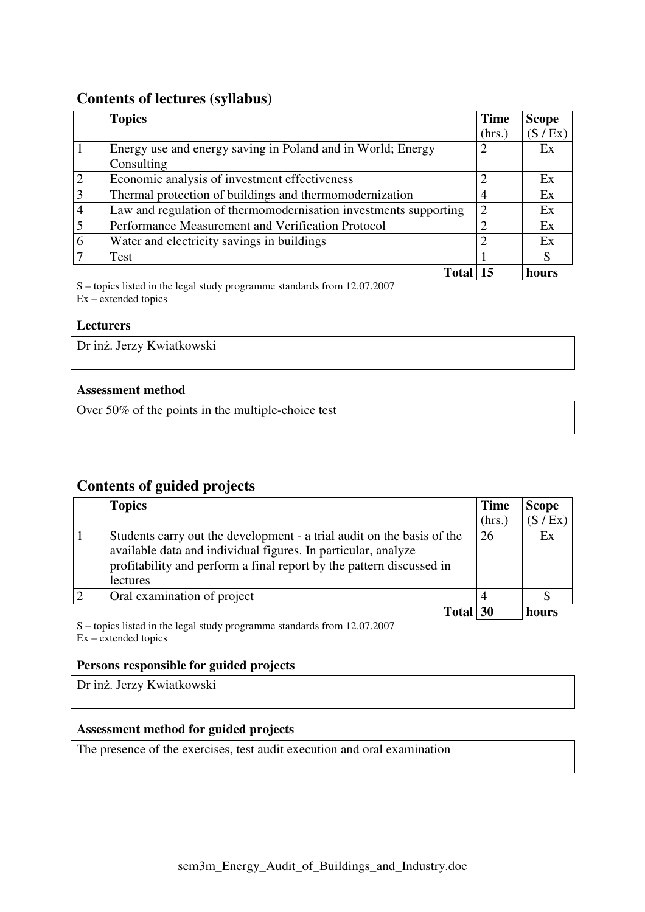## Contents of lectures (syllabus)

| | Topics | Time (hrs.) | Scope (S / Ex) |
|---|---|---|---|
| 1 | Energy use and energy saving in Poland and in World; Energy Consulting | 2 | Ex |
| 2 | Economic analysis of investment effectiveness | 2 | Ex |
| 3 | Thermal protection of buildings and thermomodernization | 4 | Ex |
| 4 | Law and regulation of thermomodernisation investments supporting | 2 | Ex |
| 5 | Performance Measurement and Verification Protocol | 2 | Ex |
| 6 | Water and electricity savings in buildings | 2 | Ex |
| 7 | Test | 1 | S |
| | **Total** | **15** | **hours** |

S – topics listed in the legal study programme standards from 12.07.2007
Ex – extended topics

### Lecturers

Dr inż. Jerzy Kwiatkowski

### Assessment method

Over 50% of the points in the multiple-choice test

## Contents of guided projects

| | Topics | Time (hrs.) | Scope (S / Ex) |
|---|---|---|---|
| 1 | Students carry out the development - a trial audit on the basis of the available data and individual figures. In particular, analyze profitability and perform a final report by the pattern discussed in lectures | 26 | Ex |
| 2 | Oral examination of project | 4 | S |
| | **Total** | **30** | **hours** |

S – topics listed in the legal study programme standards from 12.07.2007
Ex – extended topics

### Persons responsible for guided projects

Dr inż. Jerzy Kwiatkowski

### Assessment method for guided projects

The presence of the exercises, test audit execution and oral examination